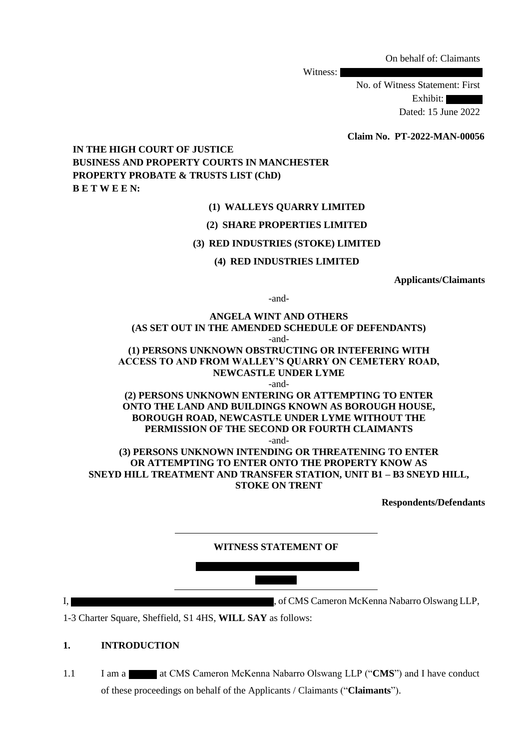On behalf of: Claimants

Witness: 

No. of Witness Statement: First

Exhibit: 

Dated: 15 June 2022

**Claim No. PT-2022-MAN-00056**

**IN THE HIGH COURT OF JUSTICE**
**BUSINESS AND PROPERTY COURTS IN MANCHESTER**
**PROPERTY PROBATE & TRUSTS LIST (ChD)**
**B E T W E E N:**

**(1) WALLEYS QUARRY LIMITED**

**(2) SHARE PROPERTIES LIMITED**

**(3) RED INDUSTRIES (STOKE) LIMITED**

**(4) RED INDUSTRIES LIMITED**

**Applicants/Claimants**

-and-

**ANGELA WINT AND OTHERS**
**(AS SET OUT IN THE AMENDED SCHEDULE OF DEFENDANTS)**

-and-

**(1) PERSONS UNKNOWN OBSTRUCTING OR INTEFERING WITH ACCESS TO AND FROM WALLEY'S QUARRY ON CEMETERY ROAD, NEWCASTLE UNDER LYME**

-and-

**(2) PERSONS UNKNOWN ENTERING OR ATTEMPTING TO ENTER ONTO THE LAND AND BUILDINGS KNOWN AS BOROUGH HOUSE, BOROUGH ROAD, NEWCASTLE UNDER LYME WITHOUT THE PERMISSION OF THE SECOND OR FOURTH CLAIMANTS**

-and-

**(3) PERSONS UNKNOWN INTENDING OR THREATENING TO ENTER OR ATTEMPTING TO ENTER ONTO THE PROPERTY KNOW AS SNEYD HILL TREATMENT AND TRANSFER STATION, UNIT B1 – B3 SNEYD HILL, STOKE ON TRENT**

**Respondents/Defendants**

---

**WITNESS STATEMENT OF**

---

I, , of CMS Cameron McKenna Nabarro Olswang LLP, 1-3 Charter Square, Sheffield, S1 4HS, **WILL SAY** as follows:

## 1. INTRODUCTION

1.1 I am a  at CMS Cameron McKenna Nabarro Olswang LLP ("**CMS**") and I have conduct of these proceedings on behalf of the Applicants / Claimants ("**Claimants**").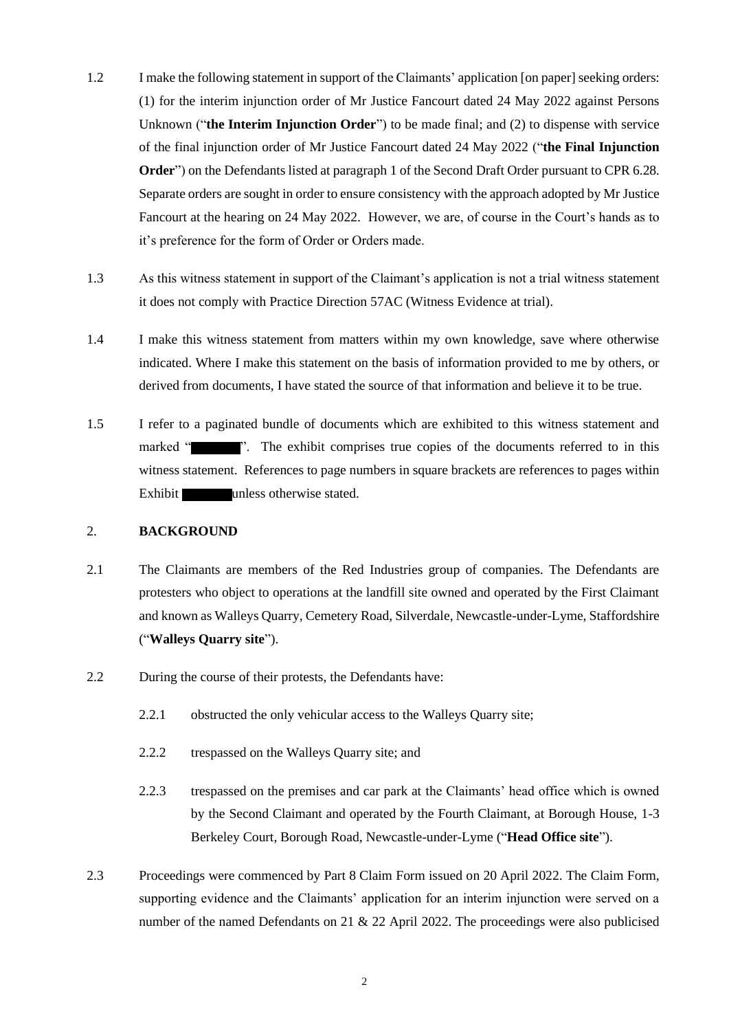1.2 I make the following statement in support of the Claimants' application [on paper] seeking orders: (1) for the interim injunction order of Mr Justice Fancourt dated 24 May 2022 against Persons Unknown ("**the Interim Injunction Order**") to be made final; and (2) to dispense with service of the final injunction order of Mr Justice Fancourt dated 24 May 2022 ("**the Final Injunction Order**") on the Defendants listed at paragraph 1 of the Second Draft Order pursuant to CPR 6.28. Separate orders are sought in order to ensure consistency with the approach adopted by Mr Justice Fancourt at the hearing on 24 May 2022. However, we are, of course in the Court's hands as to it's preference for the form of Order or Orders made.

1.3 As this witness statement in support of the Claimant's application is not a trial witness statement it does not comply with Practice Direction 57AC (Witness Evidence at trial).

1.4 I make this witness statement from matters within my own knowledge, save where otherwise indicated. Where I make this statement on the basis of information provided to me by others, or derived from documents, I have stated the source of that information and believe it to be true.

1.5 I refer to a paginated bundle of documents which are exhibited to this witness statement and marked "████". The exhibit comprises true copies of the documents referred to in this witness statement. References to page numbers in square brackets are references to pages within Exhibit ████ unless otherwise stated.

## 2. BACKGROUND

2.1 The Claimants are members of the Red Industries group of companies. The Defendants are protesters who object to operations at the landfill site owned and operated by the First Claimant and known as Walleys Quarry, Cemetery Road, Silverdale, Newcastle-under-Lyme, Staffordshire ("**Walleys Quarry site**").

2.2 During the course of their protests, the Defendants have:

2.2.1 obstructed the only vehicular access to the Walleys Quarry site;

2.2.2 trespassed on the Walleys Quarry site; and

2.2.3 trespassed on the premises and car park at the Claimants' head office which is owned by the Second Claimant and operated by the Fourth Claimant, at Borough House, 1-3 Berkeley Court, Borough Road, Newcastle-under-Lyme ("**Head Office site**").

2.3 Proceedings were commenced by Part 8 Claim Form issued on 20 April 2022. The Claim Form, supporting evidence and the Claimants' application for an interim injunction were served on a number of the named Defendants on 21 & 22 April 2022. The proceedings were also publicised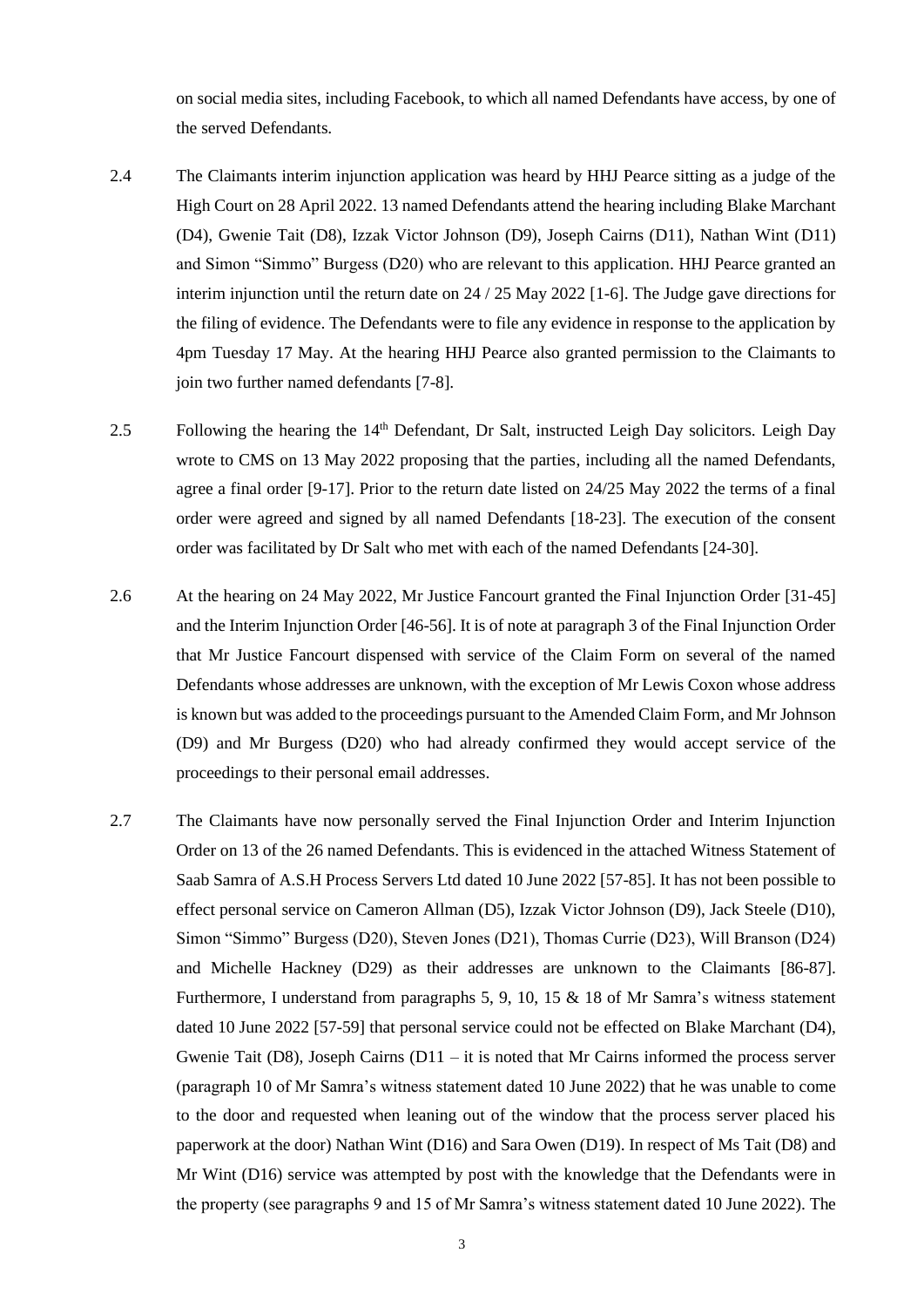on social media sites, including Facebook, to which all named Defendants have access, by one of the served Defendants.

2.4 The Claimants interim injunction application was heard by HHJ Pearce sitting as a judge of the High Court on 28 April 2022. 13 named Defendants attend the hearing including Blake Marchant (D4), Gwenie Tait (D8), Izzak Victor Johnson (D9), Joseph Cairns (D11), Nathan Wint (D11) and Simon "Simmo" Burgess (D20) who are relevant to this application. HHJ Pearce granted an interim injunction until the return date on 24 / 25 May 2022 [1-6]. The Judge gave directions for the filing of evidence. The Defendants were to file any evidence in response to the application by 4pm Tuesday 17 May. At the hearing HHJ Pearce also granted permission to the Claimants to join two further named defendants [7-8].

2.5 Following the hearing the 14th Defendant, Dr Salt, instructed Leigh Day solicitors. Leigh Day wrote to CMS on 13 May 2022 proposing that the parties, including all the named Defendants, agree a final order [9-17]. Prior to the return date listed on 24/25 May 2022 the terms of a final order were agreed and signed by all named Defendants [18-23]. The execution of the consent order was facilitated by Dr Salt who met with each of the named Defendants [24-30].

2.6 At the hearing on 24 May 2022, Mr Justice Fancourt granted the Final Injunction Order [31-45] and the Interim Injunction Order [46-56]. It is of note at paragraph 3 of the Final Injunction Order that Mr Justice Fancourt dispensed with service of the Claim Form on several of the named Defendants whose addresses are unknown, with the exception of Mr Lewis Coxon whose address is known but was added to the proceedings pursuant to the Amended Claim Form, and Mr Johnson (D9) and Mr Burgess (D20) who had already confirmed they would accept service of the proceedings to their personal email addresses.

2.7 The Claimants have now personally served the Final Injunction Order and Interim Injunction Order on 13 of the 26 named Defendants. This is evidenced in the attached Witness Statement of Saab Samra of A.S.H Process Servers Ltd dated 10 June 2022 [57-85]. It has not been possible to effect personal service on Cameron Allman (D5), Izzak Victor Johnson (D9), Jack Steele (D10), Simon "Simmo" Burgess (D20), Steven Jones (D21), Thomas Currie (D23), Will Branson (D24) and Michelle Hackney (D29) as their addresses are unknown to the Claimants [86-87]. Furthermore, I understand from paragraphs 5, 9, 10, 15 & 18 of Mr Samra's witness statement dated 10 June 2022 [57-59] that personal service could not be effected on Blake Marchant (D4), Gwenie Tait (D8), Joseph Cairns (D11 – it is noted that Mr Cairns informed the process server (paragraph 10 of Mr Samra's witness statement dated 10 June 2022) that he was unable to come to the door and requested when leaning out of the window that the process server placed his paperwork at the door) Nathan Wint (D16) and Sara Owen (D19). In respect of Ms Tait (D8) and Mr Wint (D16) service was attempted by post with the knowledge that the Defendants were in the property (see paragraphs 9 and 15 of Mr Samra's witness statement dated 10 June 2022). The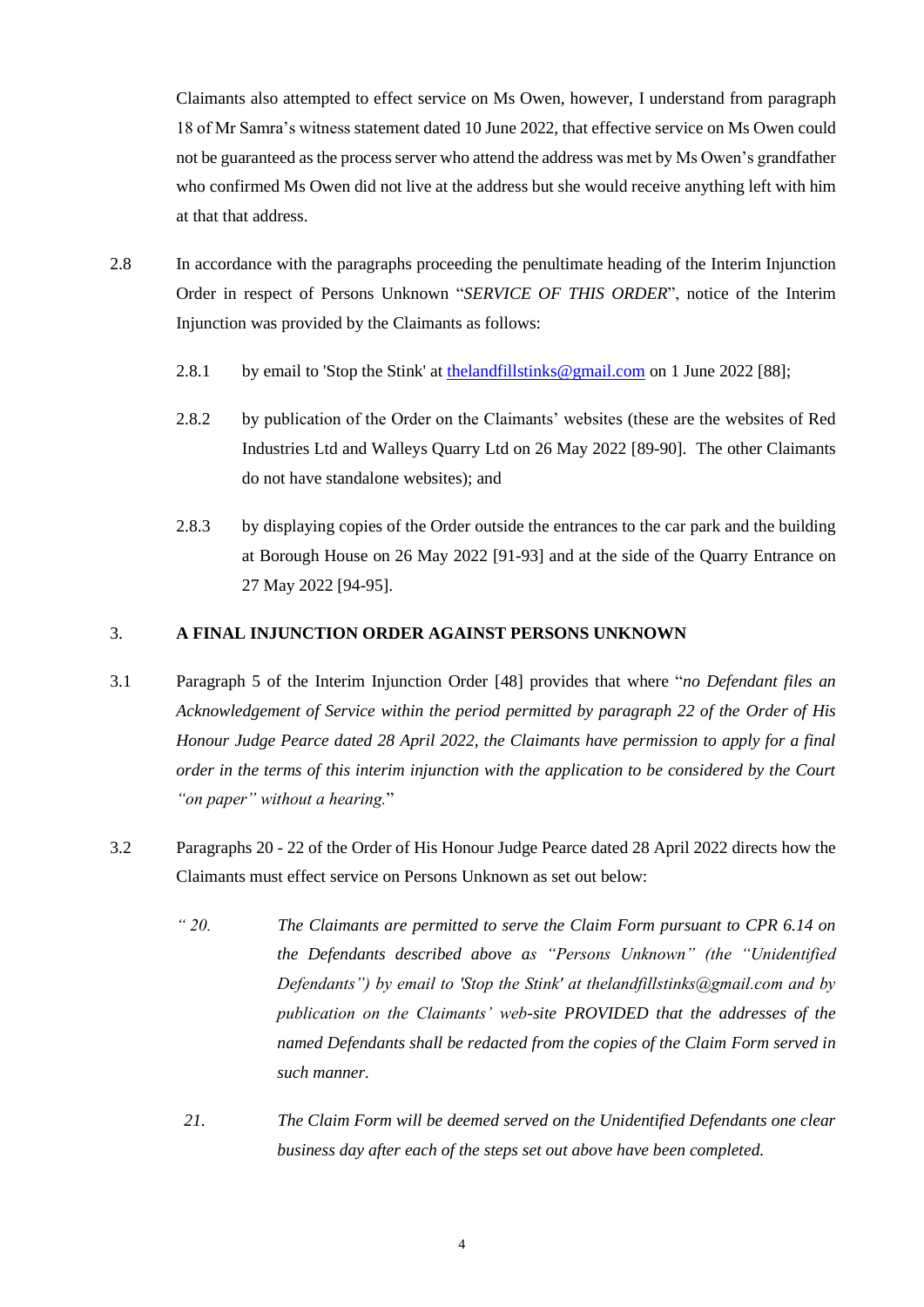Claimants also attempted to effect service on Ms Owen, however, I understand from paragraph 18 of Mr Samra's witness statement dated 10 June 2022, that effective service on Ms Owen could not be guaranteed as the process server who attend the address was met by Ms Owen's grandfather who confirmed Ms Owen did not live at the address but she would receive anything left with him at that that address.

2.8 In accordance with the paragraphs proceeding the penultimate heading of the Interim Injunction Order in respect of Persons Unknown "*SERVICE OF THIS ORDER*", notice of the Interim Injunction was provided by the Claimants as follows:

2.8.1 by email to 'Stop the Stink' at thelandfillstinks@gmail.com on 1 June 2022 [88];

2.8.2 by publication of the Order on the Claimants' websites (these are the websites of Red Industries Ltd and Walleys Quarry Ltd on 26 May 2022 [89-90]. The other Claimants do not have standalone websites); and

2.8.3 by displaying copies of the Order outside the entrances to the car park and the building at Borough House on 26 May 2022 [91-93] and at the side of the Quarry Entrance on 27 May 2022 [94-95].

## 3. A FINAL INJUNCTION ORDER AGAINST PERSONS UNKNOWN

3.1 Paragraph 5 of the Interim Injunction Order [48] provides that where "*no Defendant files an Acknowledgement of Service within the period permitted by paragraph 22 of the Order of His Honour Judge Pearce dated 28 April 2022, the Claimants have permission to apply for a final order in the terms of this interim injunction with the application to be considered by the Court "on paper" without a hearing.*"

3.2 Paragraphs 20 - 22 of the Order of His Honour Judge Pearce dated 28 April 2022 directs how the Claimants must effect service on Persons Unknown as set out below:

> " 20. *The Claimants are permitted to serve the Claim Form pursuant to CPR 6.14 on the Defendants described above as "Persons Unknown" (the "Unidentified Defendants") by email to 'Stop the Stink' at thelandfillstinks@gmail.com and by publication on the Claimants' web-site PROVIDED that the addresses of the named Defendants shall be redacted from the copies of the Claim Form served in such manner.*
>
> 21. *The Claim Form will be deemed served on the Unidentified Defendants one clear business day after each of the steps set out above have been completed.*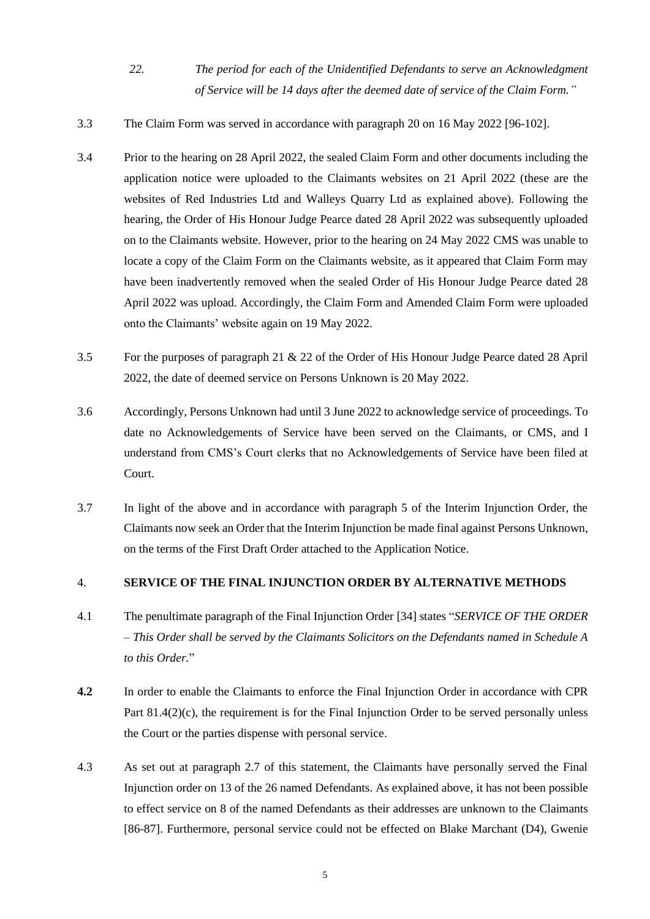22. *The period for each of the Unidentified Defendants to serve an Acknowledgment of Service will be 14 days after the deemed date of service of the Claim Form."*

3.3 The Claim Form was served in accordance with paragraph 20 on 16 May 2022 [96-102].

3.4 Prior to the hearing on 28 April 2022, the sealed Claim Form and other documents including the application notice were uploaded to the Claimants websites on 21 April 2022 (these are the websites of Red Industries Ltd and Walleys Quarry Ltd as explained above). Following the hearing, the Order of His Honour Judge Pearce dated 28 April 2022 was subsequently uploaded on to the Claimants website. However, prior to the hearing on 24 May 2022 CMS was unable to locate a copy of the Claim Form on the Claimants website, as it appeared that Claim Form may have been inadvertently removed when the sealed Order of His Honour Judge Pearce dated 28 April 2022 was upload. Accordingly, the Claim Form and Amended Claim Form were uploaded onto the Claimants' website again on 19 May 2022.

3.5 For the purposes of paragraph 21 & 22 of the Order of His Honour Judge Pearce dated 28 April 2022, the date of deemed service on Persons Unknown is 20 May 2022.

3.6 Accordingly, Persons Unknown had until 3 June 2022 to acknowledge service of proceedings. To date no Acknowledgements of Service have been served on the Claimants, or CMS, and I understand from CMS's Court clerks that no Acknowledgements of Service have been filed at Court.

3.7 In light of the above and in accordance with paragraph 5 of the Interim Injunction Order, the Claimants now seek an Order that the Interim Injunction be made final against Persons Unknown, on the terms of the First Draft Order attached to the Application Notice.

## 4. SERVICE OF THE FINAL INJUNCTION ORDER BY ALTERNATIVE METHODS

4.1 The penultimate paragraph of the Final Injunction Order [34] states "*SERVICE OF THE ORDER – This Order shall be served by the Claimants Solicitors on the Defendants named in Schedule A to this Order.*"

**4.2** In order to enable the Claimants to enforce the Final Injunction Order in accordance with CPR Part 81.4(2)(c), the requirement is for the Final Injunction Order to be served personally unless the Court or the parties dispense with personal service.

4.3 As set out at paragraph 2.7 of this statement, the Claimants have personally served the Final Injunction order on 13 of the 26 named Defendants. As explained above, it has not been possible to effect service on 8 of the named Defendants as their addresses are unknown to the Claimants [86-87]. Furthermore, personal service could not be effected on Blake Marchant (D4), Gwenie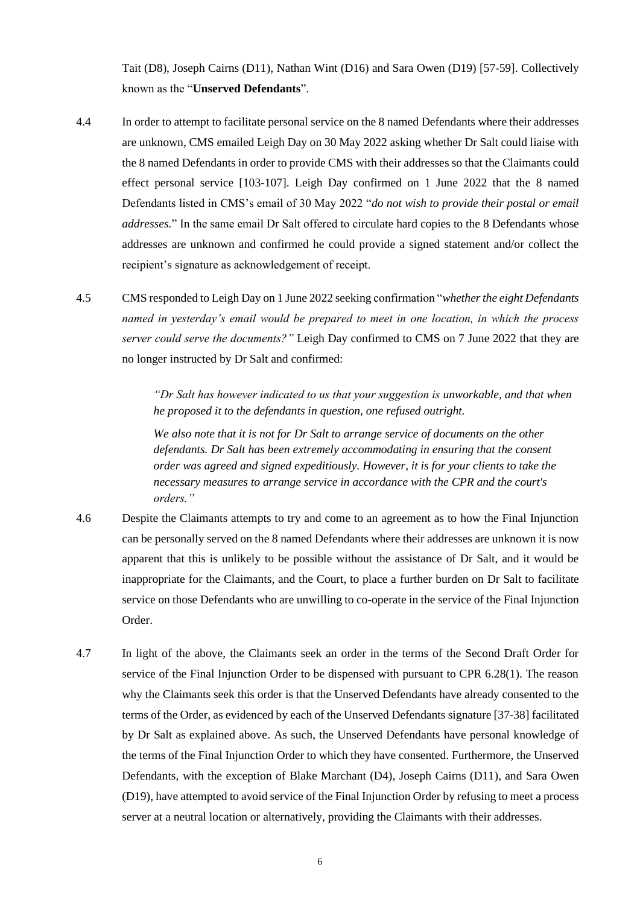Tait (D8), Joseph Cairns (D11), Nathan Wint (D16) and Sara Owen (D19) [57-59]. Collectively known as the "**Unserved Defendants**".

4.4 In order to attempt to facilitate personal service on the 8 named Defendants where their addresses are unknown, CMS emailed Leigh Day on 30 May 2022 asking whether Dr Salt could liaise with the 8 named Defendants in order to provide CMS with their addresses so that the Claimants could effect personal service [103-107]. Leigh Day confirmed on 1 June 2022 that the 8 named Defendants listed in CMS's email of 30 May 2022 "*do not wish to provide their postal or email addresses.*" In the same email Dr Salt offered to circulate hard copies to the 8 Defendants whose addresses are unknown and confirmed he could provide a signed statement and/or collect the recipient's signature as acknowledgement of receipt.

4.5 CMS responded to Leigh Day on 1 June 2022 seeking confirmation "*whether the eight Defendants named in yesterday's email would be prepared to meet in one location, in which the process server could serve the documents?*" Leigh Day confirmed to CMS on 7 June 2022 that they are no longer instructed by Dr Salt and confirmed:

> *"Dr Salt has however indicated to us that your suggestion is unworkable, and that when he proposed it to the defendants in question, one refused outright.*
>
> *We also note that it is not for Dr Salt to arrange service of documents on the other defendants. Dr Salt has been extremely accommodating in ensuring that the consent order was agreed and signed expeditiously. However, it is for your clients to take the necessary measures to arrange service in accordance with the CPR and the court's orders."*

4.6 Despite the Claimants attempts to try and come to an agreement as to how the Final Injunction can be personally served on the 8 named Defendants where their addresses are unknown it is now apparent that this is unlikely to be possible without the assistance of Dr Salt, and it would be inappropriate for the Claimants, and the Court, to place a further burden on Dr Salt to facilitate service on those Defendants who are unwilling to co-operate in the service of the Final Injunction Order.

4.7 In light of the above, the Claimants seek an order in the terms of the Second Draft Order for service of the Final Injunction Order to be dispensed with pursuant to CPR 6.28(1). The reason why the Claimants seek this order is that the Unserved Defendants have already consented to the terms of the Order, as evidenced by each of the Unserved Defendants signature [37-38] facilitated by Dr Salt as explained above. As such, the Unserved Defendants have personal knowledge of the terms of the Final Injunction Order to which they have consented. Furthermore, the Unserved Defendants, with the exception of Blake Marchant (D4), Joseph Cairns (D11), and Sara Owen (D19), have attempted to avoid service of the Final Injunction Order by refusing to meet a process server at a neutral location or alternatively, providing the Claimants with their addresses.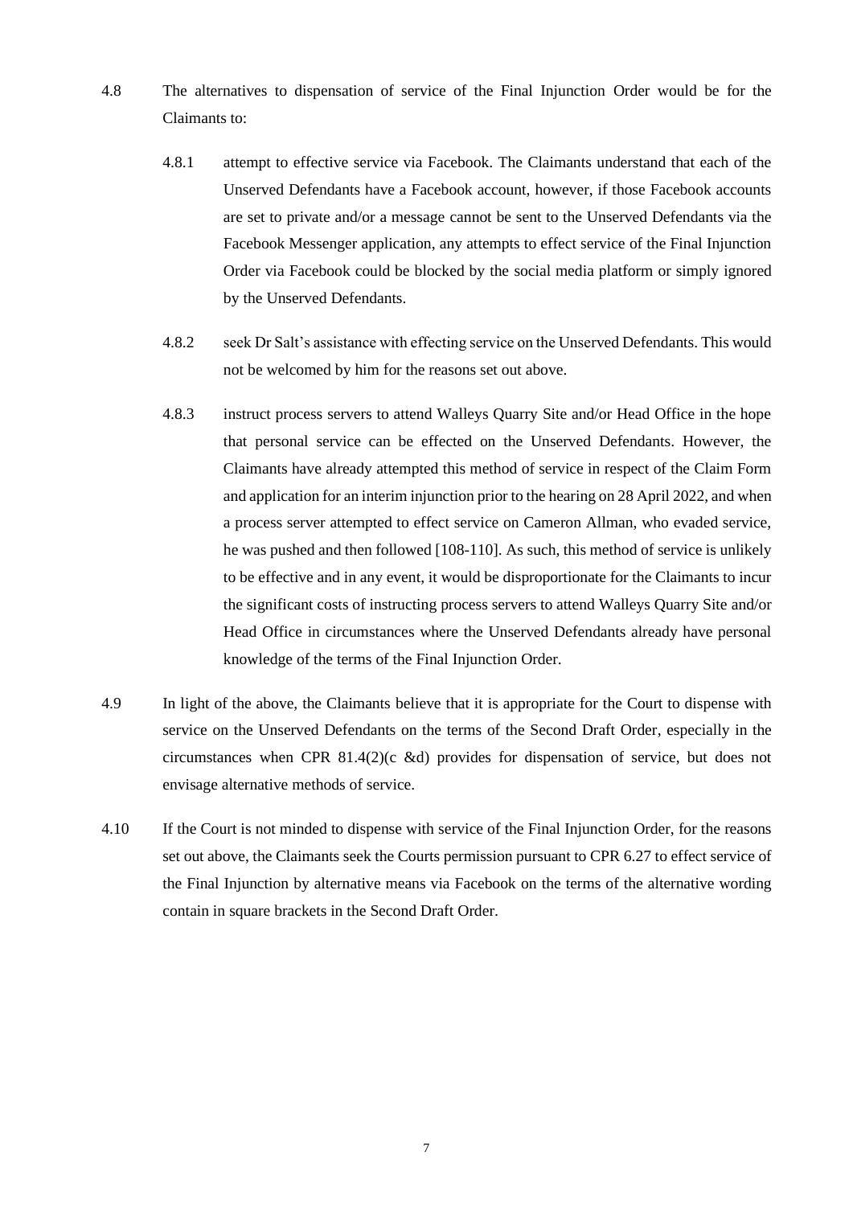4.8 The alternatives to dispensation of service of the Final Injunction Order would be for the Claimants to:

4.8.1 attempt to effective service via Facebook. The Claimants understand that each of the Unserved Defendants have a Facebook account, however, if those Facebook accounts are set to private and/or a message cannot be sent to the Unserved Defendants via the Facebook Messenger application, any attempts to effect service of the Final Injunction Order via Facebook could be blocked by the social media platform or simply ignored by the Unserved Defendants.

4.8.2 seek Dr Salt's assistance with effecting service on the Unserved Defendants. This would not be welcomed by him for the reasons set out above.

4.8.3 instruct process servers to attend Walleys Quarry Site and/or Head Office in the hope that personal service can be effected on the Unserved Defendants. However, the Claimants have already attempted this method of service in respect of the Claim Form and application for an interim injunction prior to the hearing on 28 April 2022, and when a process server attempted to effect service on Cameron Allman, who evaded service, he was pushed and then followed [108-110]. As such, this method of service is unlikely to be effective and in any event, it would be disproportionate for the Claimants to incur the significant costs of instructing process servers to attend Walleys Quarry Site and/or Head Office in circumstances where the Unserved Defendants already have personal knowledge of the terms of the Final Injunction Order.

4.9 In light of the above, the Claimants believe that it is appropriate for the Court to dispense with service on the Unserved Defendants on the terms of the Second Draft Order, especially in the circumstances when CPR 81.4(2)(c &d) provides for dispensation of service, but does not envisage alternative methods of service.

4.10 If the Court is not minded to dispense with service of the Final Injunction Order, for the reasons set out above, the Claimants seek the Courts permission pursuant to CPR 6.27 to effect service of the Final Injunction by alternative means via Facebook on the terms of the alternative wording contain in square brackets in the Second Draft Order.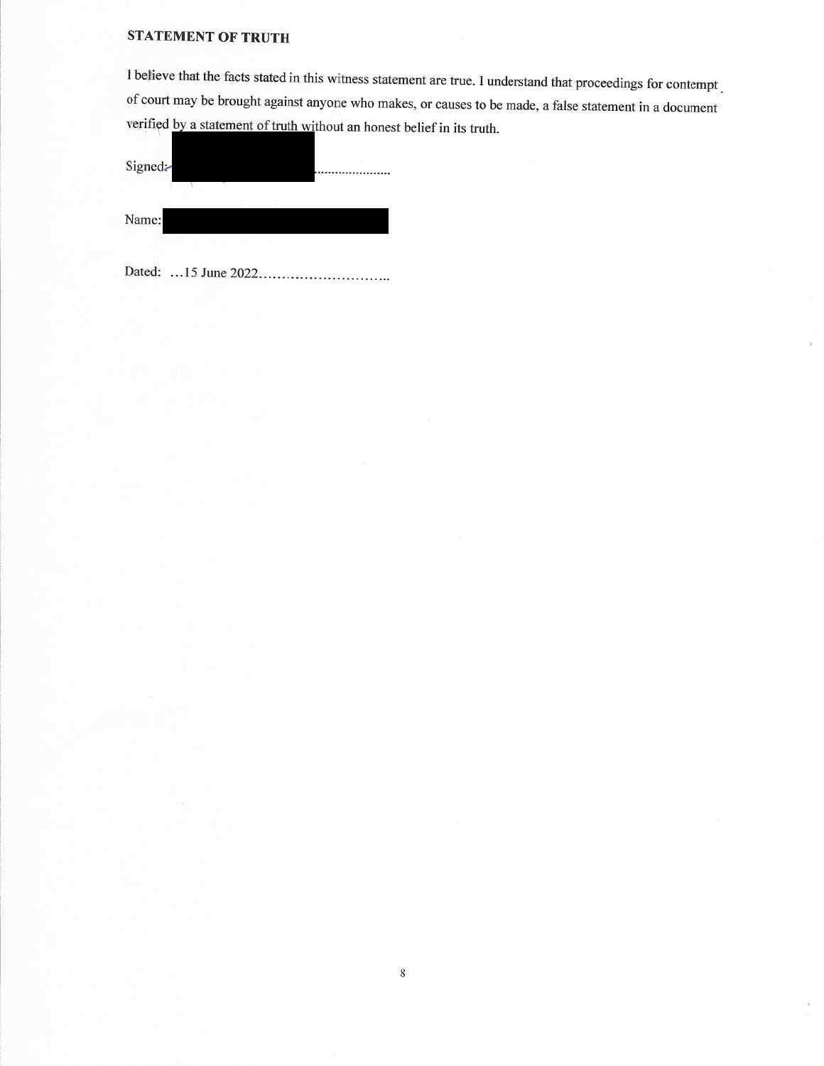**STATEMENT OF TRUTH**

I believe that the facts stated in this witness statement are true. I understand that proceedings for contempt of court may be brought against anyone who makes, or causes to be made, a false statement in a document verified by a statement of truth without an honest belief in its truth.

Signed: ███████████…………………

Name: ███████████████

Dated: …15 June 2022………………………..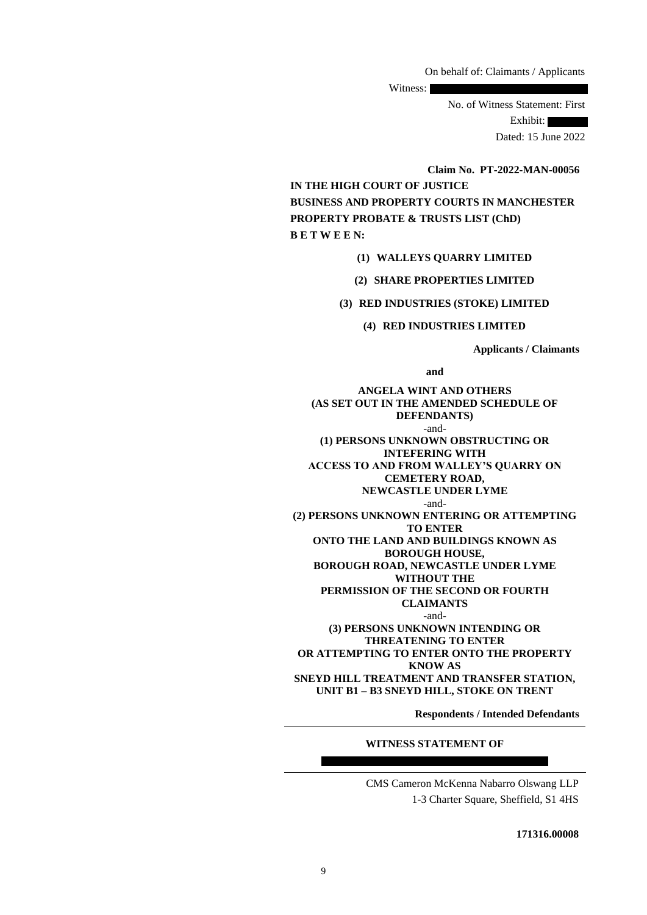On behalf of: Claimants / Applicants

Witness:

No. of Witness Statement: First

Exhibit:

Dated: 15 June 2022

**Claim No. PT-2022-MAN-00056**

**IN THE HIGH COURT OF JUSTICE**
**BUSINESS AND PROPERTY COURTS IN MANCHESTER**
**PROPERTY PROBATE & TRUSTS LIST (ChD)**
**B E T W E E N:**

**(1) WALLEYS QUARRY LIMITED**

**(2) SHARE PROPERTIES LIMITED**

**(3) RED INDUSTRIES (STOKE) LIMITED**

**(4) RED INDUSTRIES LIMITED**

**Applicants / Claimants**

**and**

**ANGELA WINT AND OTHERS**
**(AS SET OUT IN THE AMENDED SCHEDULE OF DEFENDANTS)**

-and-

**(1) PERSONS UNKNOWN OBSTRUCTING OR INTEFERING WITH ACCESS TO AND FROM WALLEY'S QUARRY ON CEMETERY ROAD, NEWCASTLE UNDER LYME**

-and-

**(2) PERSONS UNKNOWN ENTERING OR ATTEMPTING TO ENTER ONTO THE LAND AND BUILDINGS KNOWN AS BOROUGH HOUSE, BOROUGH ROAD, NEWCASTLE UNDER LYME WITHOUT THE PERMISSION OF THE SECOND OR FOURTH CLAIMANTS**

-and-

**(3) PERSONS UNKNOWN INTENDING OR THREATENING TO ENTER OR ATTEMPTING TO ENTER ONTO THE PROPERTY KNOW AS SNEYD HILL TREATMENT AND TRANSFER STATION, UNIT B1 – B3 SNEYD HILL, STOKE ON TRENT**

**Respondents / Intended Defendants**

---

**WITNESS STATEMENT OF**

---

CMS Cameron McKenna Nabarro Olswang LLP
1-3 Charter Square, Sheffield, S1 4HS

**171316.00008**